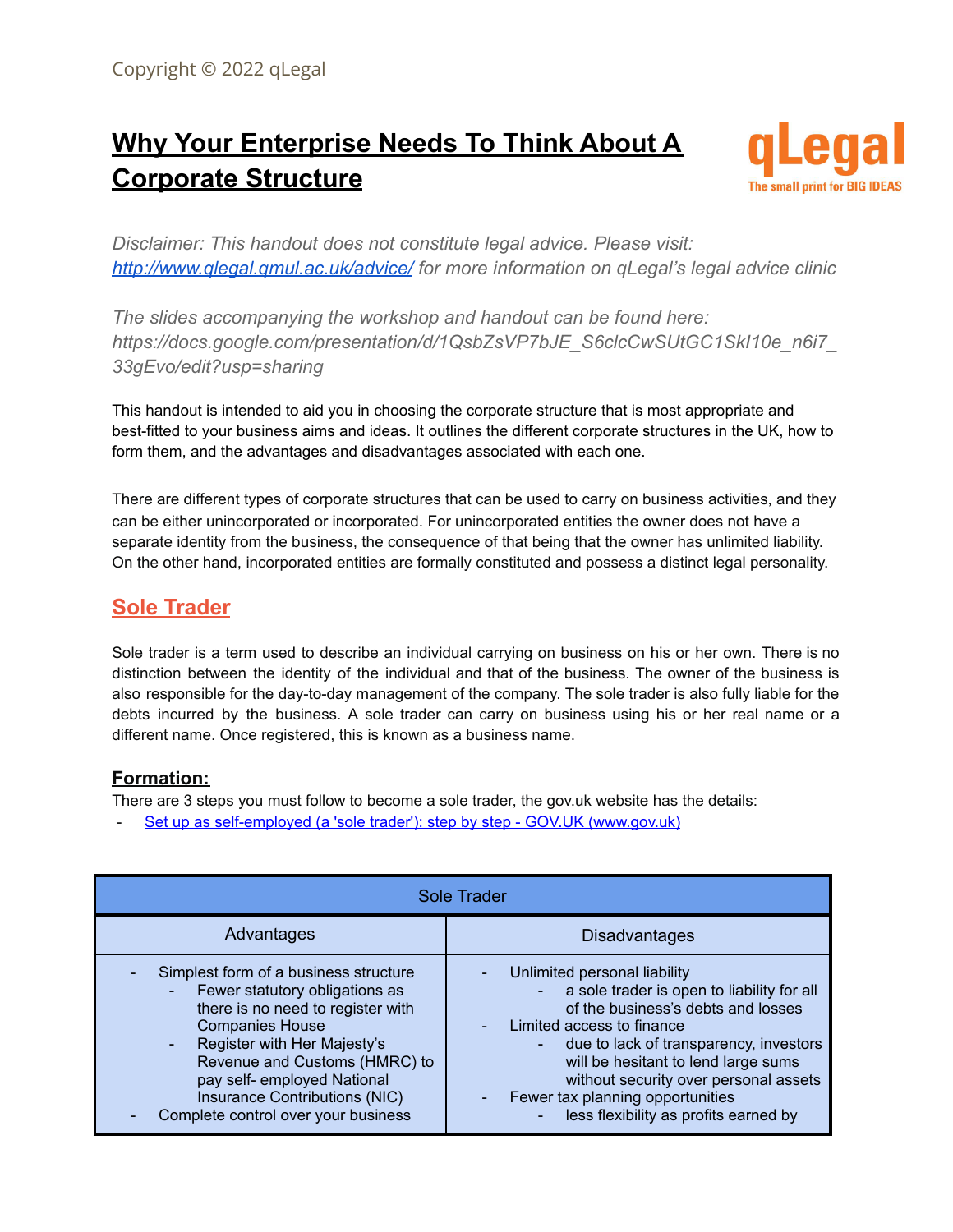Copyright © 2022 qLegal

# Why Your Enterprise Needs To Think About A Corporate Structure

qLegal
The small print for BIG IDEAS

*Disclaimer: This handout does not constitute legal advice. Please visit: [http://www.qlegal.qmul.ac.uk/advice/](http://www.qlegal.qmul.ac.uk/advice/) for more information on qLegal's legal advice clinic*

*The slides accompanying the workshop and handout can be found here: https://docs.google.com/presentation/d/1QsbZsVP7bJE_S6clcCwSUtGC1SkI10e_n6i7_33gEvo/edit?usp=sharing*

This handout is intended to aid you in choosing the corporate structure that is most appropriate and best-fitted to your business aims and ideas. It outlines the different corporate structures in the UK, how to form them, and the advantages and disadvantages associated with each one.

There are different types of corporate structures that can be used to carry on business activities, and they can be either unincorporated or incorporated. For unincorporated entities the owner does not have a separate identity from the business, the consequence of that being that the owner has unlimited liability. On the other hand, incorporated entities are formally constituted and possess a distinct legal personality.

## Sole Trader

Sole trader is a term used to describe an individual carrying on business on his or her own. There is no distinction between the identity of the individual and that of the business. The owner of the business is also responsible for the day-to-day management of the company. The sole trader is also fully liable for the debts incurred by the business. A sole trader can carry on business using his or her real name or a different name. Once registered, this is known as a business name.

### Formation:

There are 3 steps you must follow to become a sole trader, the gov.uk website has the details:

- Set up as self-employed (a 'sole trader'): step by step - GOV.UK (www.gov.uk)

| Sole Trader | |
|---|---|
| Advantages | Disadvantages |
| - Simplest form of a business structure<br>&nbsp;&nbsp;- Fewer statutory obligations as there is no need to register with Companies House<br>&nbsp;&nbsp;- Register with Her Majesty's Revenue and Customs (HMRC) to pay self- employed National Insurance Contributions (NIC)<br>- Complete control over your business | - Unlimited personal liability<br>&nbsp;&nbsp;- a sole trader is open to liability for all of the business's debts and losses<br>- Limited access to finance<br>&nbsp;&nbsp;- due to lack of transparency, investors will be hesitant to lend large sums without security over personal assets<br>- Fewer tax planning opportunities<br>&nbsp;&nbsp;- less flexibility as profits earned by |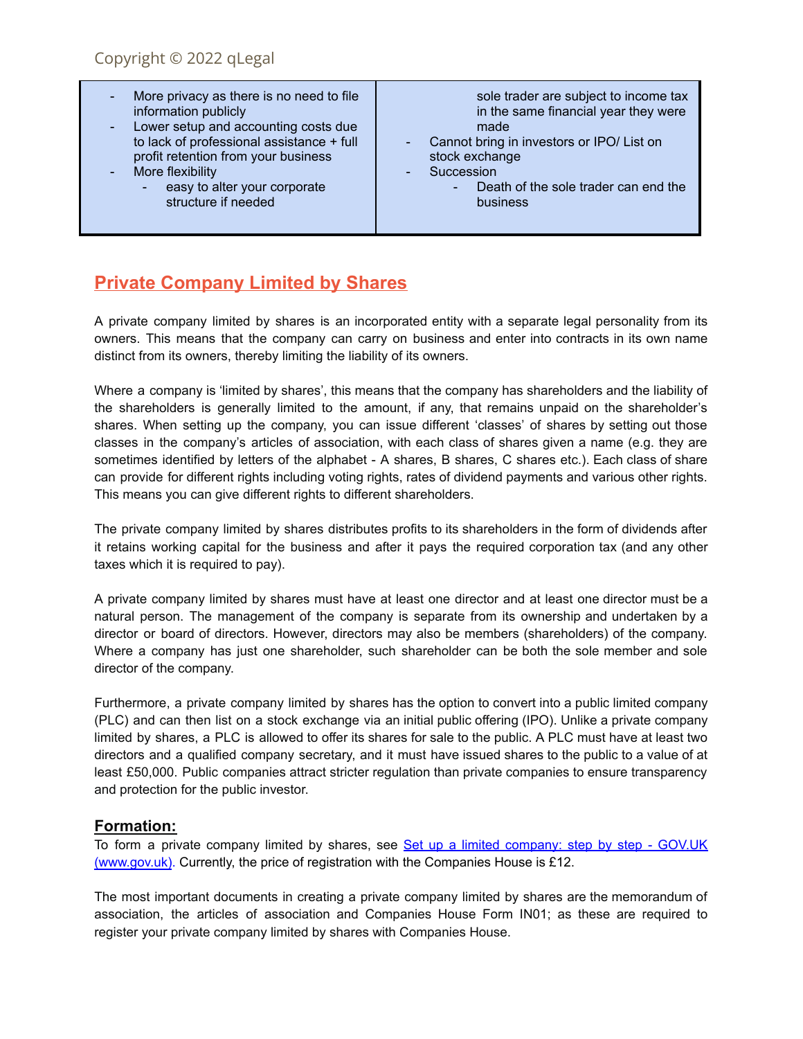| | |
|---|---|
| - More privacy as there is no need to file information publicly<br>- Lower setup and accounting costs due to lack of professional assistance + full profit retention from your business<br>- More flexibility<br>&nbsp;&nbsp;&nbsp;&nbsp;- easy to alter your corporate structure if needed | sole trader are subject to income tax in the same financial year they were made<br>- Cannot bring in investors or IPO/ List on stock exchange<br>- Succession<br>&nbsp;&nbsp;&nbsp;&nbsp;- Death of the sole trader can end the business |

## Private Company Limited by Shares

A private company limited by shares is an incorporated entity with a separate legal personality from its owners. This means that the company can carry on business and enter into contracts in its own name distinct from its owners, thereby limiting the liability of its owners.

Where a company is 'limited by shares', this means that the company has shareholders and the liability of the shareholders is generally limited to the amount, if any, that remains unpaid on the shareholder's shares. When setting up the company, you can issue different 'classes' of shares by setting out those classes in the company's articles of association, with each class of shares given a name (e.g. they are sometimes identified by letters of the alphabet - A shares, B shares, C shares etc.). Each class of share can provide for different rights including voting rights, rates of dividend payments and various other rights. This means you can give different rights to different shareholders.

The private company limited by shares distributes profits to its shareholders in the form of dividends after it retains working capital for the business and after it pays the required corporation tax (and any other taxes which it is required to pay).

A private company limited by shares must have at least one director and at least one director must be a natural person. The management of the company is separate from its ownership and undertaken by a director or board of directors. However, directors may also be members (shareholders) of the company. Where a company has just one shareholder, such shareholder can be both the sole member and sole director of the company.

Furthermore, a private company limited by shares has the option to convert into a public limited company (PLC) and can then list on a stock exchange via an initial public offering (IPO). Unlike a private company limited by shares, a PLC is allowed to offer its shares for sale to the public. A PLC must have at least two directors and a qualified company secretary, and it must have issued shares to the public to a value of at least £50,000. Public companies attract stricter regulation than private companies to ensure transparency and protection for the public investor.

### Formation:

To form a private company limited by shares, see [Set up a limited company: step by step - GOV.UK (www.gov.uk)](www.gov.uk). Currently, the price of registration with the Companies House is £12.

The most important documents in creating a private company limited by shares are the memorandum of association, the articles of association and Companies House Form IN01; as these are required to register your private company limited by shares with Companies House.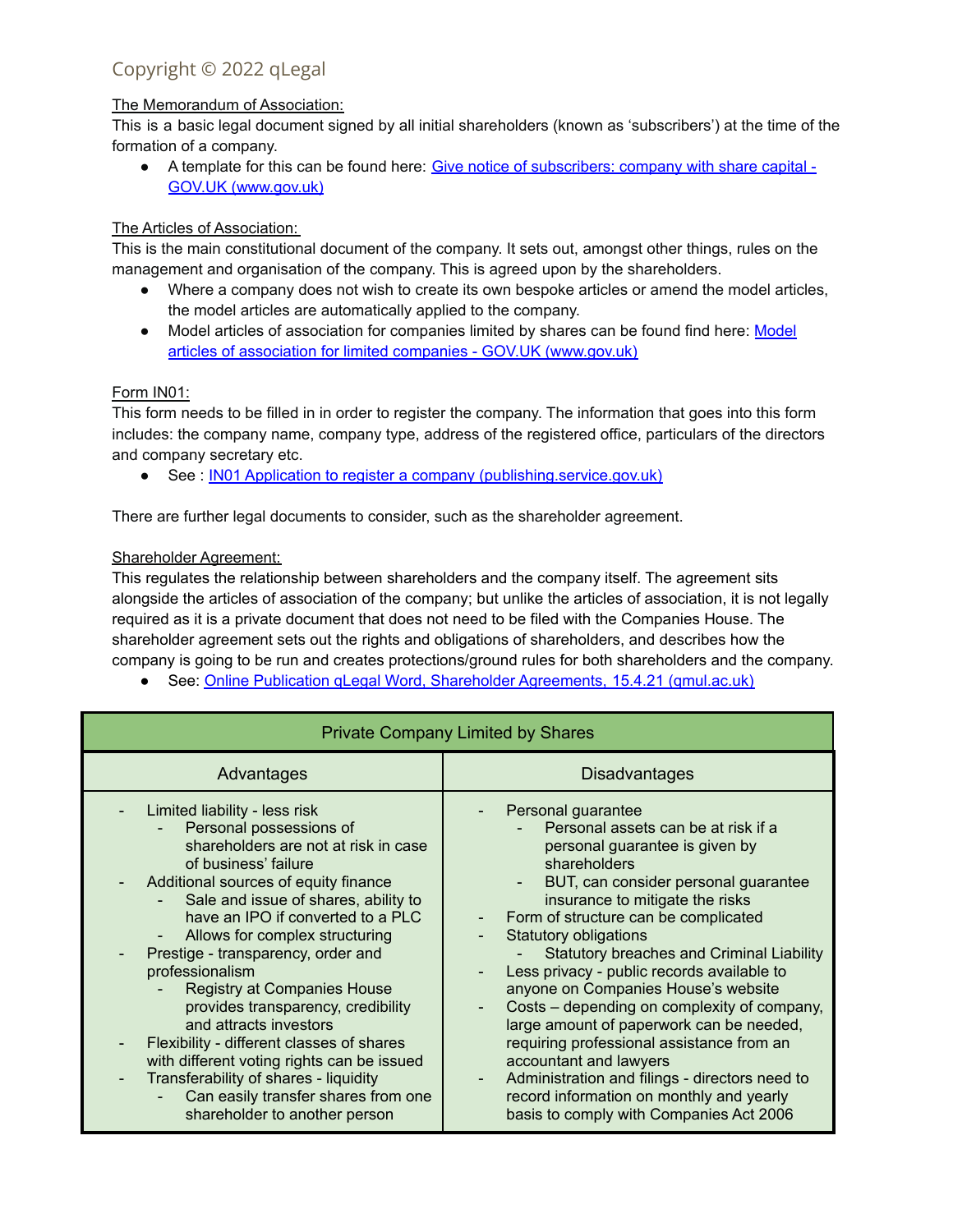Copyright © 2022 qLegal

The Memorandum of Association:

This is a basic legal document signed by all initial shareholders (known as 'subscribers') at the time of the formation of a company.

- A template for this can be found here: [Give notice of subscribers: company with share capital - GOV.UK (www.gov.uk)]

The Articles of Association:

This is the main constitutional document of the company. It sets out, amongst other things, rules on the management and organisation of the company. This is agreed upon by the shareholders.

- Where a company does not wish to create its own bespoke articles or amend the model articles, the model articles are automatically applied to the company.
- Model articles of association for companies limited by shares can be found find here: [Model articles of association for limited companies - GOV.UK (www.gov.uk)]

Form IN01:

This form needs to be filled in in order to register the company. The information that goes into this form includes: the company name, company type, address of the registered office, particulars of the directors and company secretary etc.

- See : [IN01 Application to register a company (publishing.service.gov.uk)]

There are further legal documents to consider, such as the shareholder agreement.

Shareholder Agreement:

This regulates the relationship between shareholders and the company itself. The agreement sits alongside the articles of association of the company; but unlike the articles of association, it is not legally required as it is a private document that does not need to be filed with the Companies House. The shareholder agreement sets out the rights and obligations of shareholders, and describes how the company is going to be run and creates protections/ground rules for both shareholders and the company.

- See: [Online Publication qLegal Word, Shareholder Agreements, 15.4.21 (qmul.ac.uk)]

| Private Company Limited by Shares | |
|---|---|
| Advantages | Disadvantages |
| - Limited liability - less risk<br>  - Personal possessions of shareholders are not at risk in case of business' failure<br>- Additional sources of equity finance<br>  - Sale and issue of shares, ability to have an IPO if converted to a PLC<br>  - Allows for complex structuring<br>- Prestige - transparency, order and professionalism<br>  - Registry at Companies House provides transparency, credibility and attracts investors<br>- Flexibility - different classes of shares with different voting rights can be issued<br>- Transferability of shares - liquidity<br>  - Can easily transfer shares from one shareholder to another person | - Personal guarantee<br>  - Personal assets can be at risk if a personal guarantee is given by shareholders<br>  - BUT, can consider personal guarantee insurance to mitigate the risks<br>- Form of structure can be complicated<br>- Statutory obligations<br>  - Statutory breaches and Criminal Liability<br>- Less privacy - public records available to anyone on Companies House's website<br>- Costs – depending on complexity of company, large amount of paperwork can be needed, requiring professional assistance from an accountant and lawyers<br>- Administration and filings - directors need to record information on monthly and yearly basis to comply with Companies Act 2006 |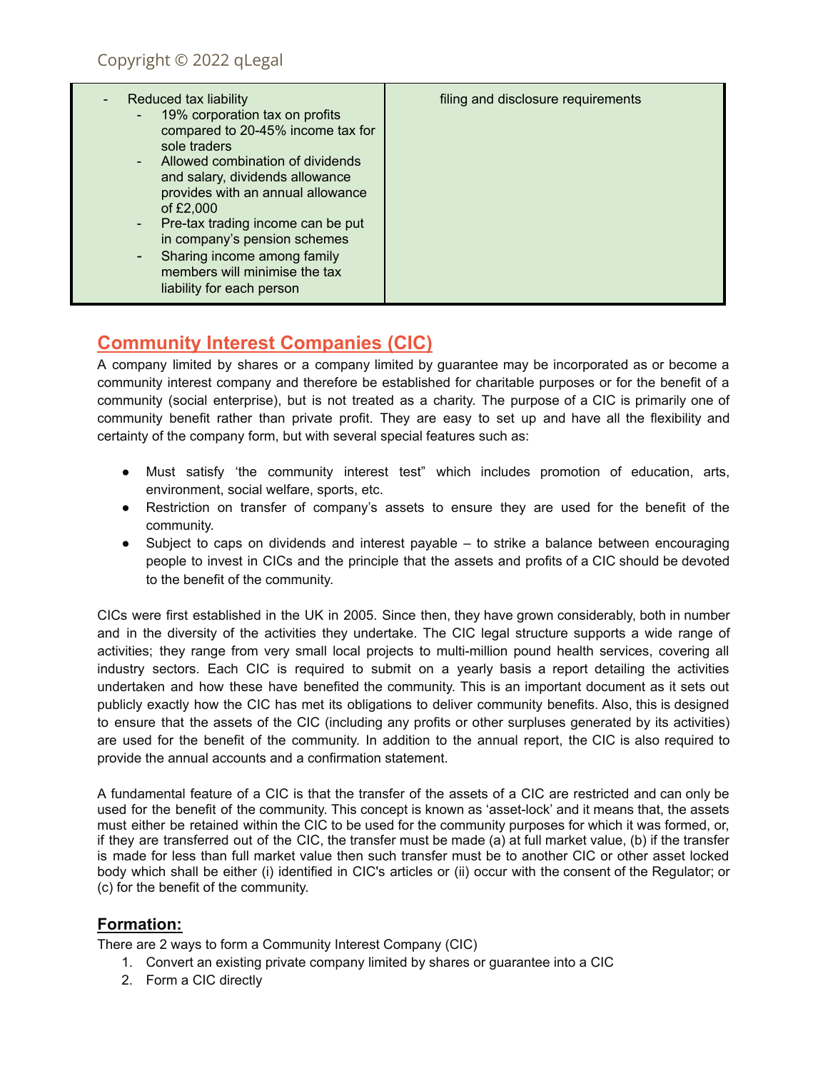| | |
|---|---|
| - Reduced tax liability<br>  - 19% corporation tax on profits compared to 20-45% income tax for sole traders<br>  - Allowed combination of dividends and salary, dividends allowance provides with an annual allowance of £2,000<br>  - Pre-tax trading income can be put in company's pension schemes<br>  - Sharing income among family members will minimise the tax liability for each person | filing and disclosure requirements |

## Community Interest Companies (CIC)

A company limited by shares or a company limited by guarantee may be incorporated as or become a community interest company and therefore be established for charitable purposes or for the benefit of a community (social enterprise), but is not treated as a charity. The purpose of a CIC is primarily one of community benefit rather than private profit. They are easy to set up and have all the flexibility and certainty of the company form, but with several special features such as:

- Must satisfy 'the community interest test" which includes promotion of education, arts, environment, social welfare, sports, etc.
- Restriction on transfer of company's assets to ensure they are used for the benefit of the community.
- Subject to caps on dividends and interest payable – to strike a balance between encouraging people to invest in CICs and the principle that the assets and profits of a CIC should be devoted to the benefit of the community.

CICs were first established in the UK in 2005. Since then, they have grown considerably, both in number and in the diversity of the activities they undertake. The CIC legal structure supports a wide range of activities; they range from very small local projects to multi-million pound health services, covering all industry sectors. Each CIC is required to submit on a yearly basis a report detailing the activities undertaken and how these have benefited the community. This is an important document as it sets out publicly exactly how the CIC has met its obligations to deliver community benefits. Also, this is designed to ensure that the assets of the CIC (including any profits or other surpluses generated by its activities) are used for the benefit of the community. In addition to the annual report, the CIC is also required to provide the annual accounts and a confirmation statement.

A fundamental feature of a CIC is that the transfer of the assets of a CIC are restricted and can only be used for the benefit of the community. This concept is known as 'asset-lock' and it means that, the assets must either be retained within the CIC to be used for the community purposes for which it was formed, or, if they are transferred out of the CIC, the transfer must be made (a) at full market value, (b) if the transfer is made for less than full market value then such transfer must be to another CIC or other asset locked body which shall be either (i) identified in CIC's articles or (ii) occur with the consent of the Regulator; or (c) for the benefit of the community.

### Formation:

There are 2 ways to form a Community Interest Company (CIC)

1. Convert an existing private company limited by shares or guarantee into a CIC
2. Form a CIC directly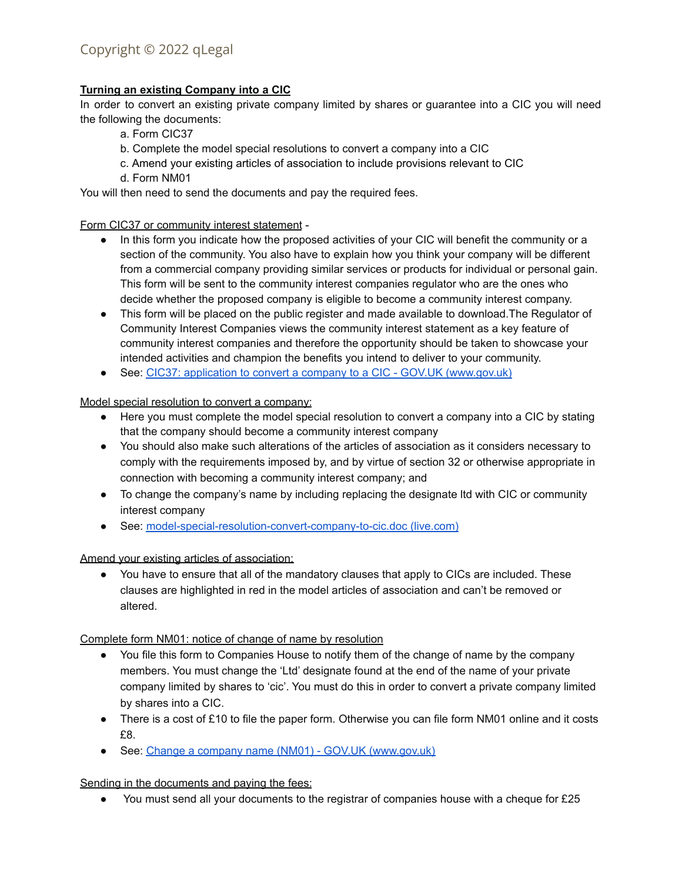**Turning an existing Company into a CIC**

In order to convert an existing private company limited by shares or guarantee into a CIC you will need the following the documents:

a. Form CIC37
b. Complete the model special resolutions to convert a company into a CIC
c. Amend your existing articles of association to include provisions relevant to CIC
d. Form NM01

You will then need to send the documents and pay the required fees.

Form CIC37 or community interest statement -

- In this form you indicate how the proposed activities of your CIC will benefit the community or a section of the community. You also have to explain how you think your company will be different from a commercial company providing similar services or products for individual or personal gain. This form will be sent to the community interest companies regulator who are the ones who decide whether the proposed company is eligible to become a community interest company.
- This form will be placed on the public register and made available to download.The Regulator of Community Interest Companies views the community interest statement as a key feature of community interest companies and therefore the opportunity should be taken to showcase your intended activities and champion the benefits you intend to deliver to your community.
- See: [CIC37: application to convert a company to a CIC - GOV.UK (www.gov.uk)]

Model special resolution to convert a company:

- Here you must complete the model special resolution to convert a company into a CIC by stating that the company should become a community interest company
- You should also make such alterations of the articles of association as it considers necessary to comply with the requirements imposed by, and by virtue of section 32 or otherwise appropriate in connection with becoming a community interest company; and
- To change the company's name by including replacing the designate ltd with CIC or community interest company
- See: [model-special-resolution-convert-company-to-cic.doc (live.com)]

Amend your existing articles of association:

- You have to ensure that all of the mandatory clauses that apply to CICs are included. These clauses are highlighted in red in the model articles of association and can't be removed or altered.

Complete form NM01: notice of change of name by resolution

- You file this form to Companies House to notify them of the change of name by the company members. You must change the 'Ltd' designate found at the end of the name of your private company limited by shares to 'cic'. You must do this in order to convert a private company limited by shares into a CIC.
- There is a cost of £10 to file the paper form. Otherwise you can file form NM01 online and it costs £8.
- See: [Change a company name (NM01) - GOV.UK (www.gov.uk)]

Sending in the documents and paying the fees:

- You must send all your documents to the registrar of companies house with a cheque for £25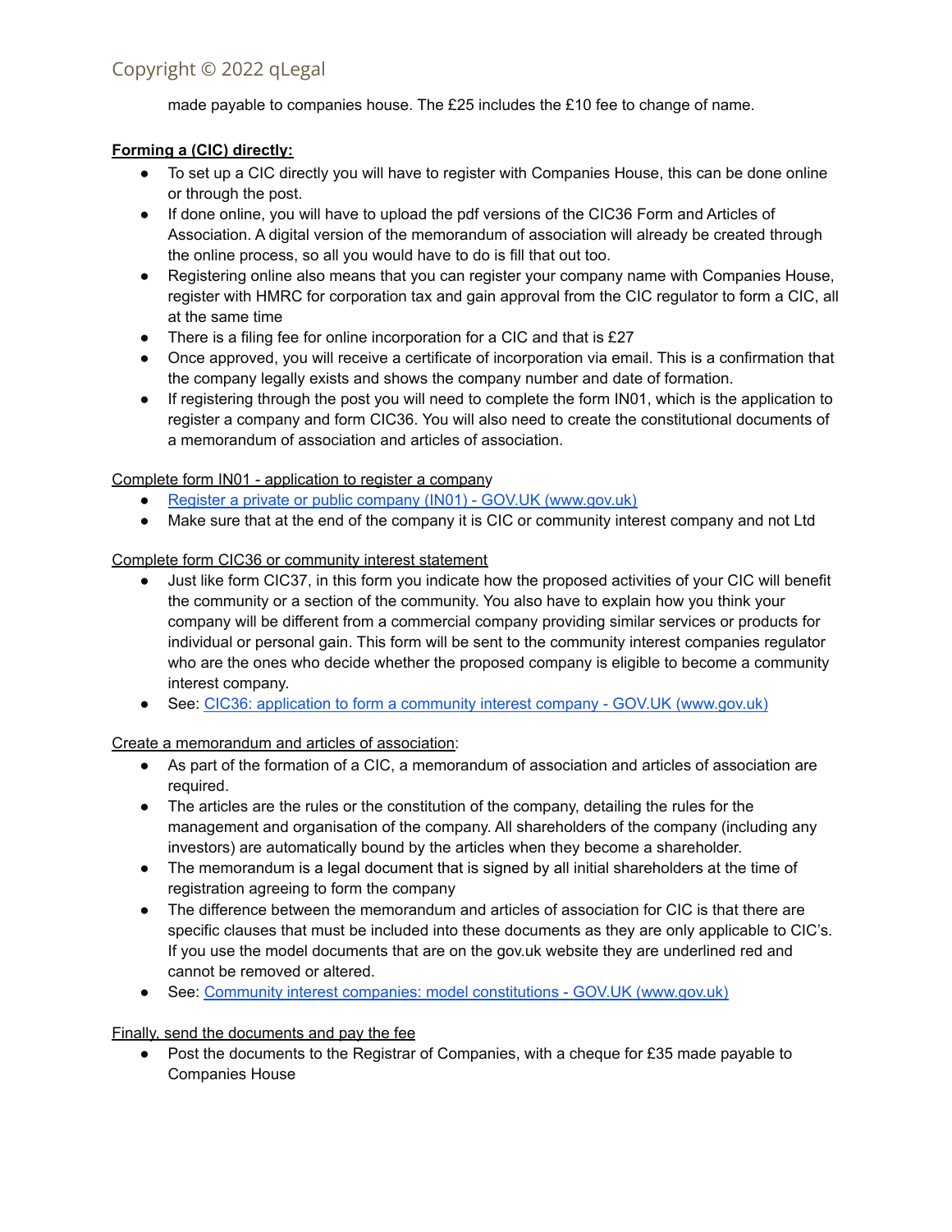made payable to companies house. The £25 includes the £10 fee to change of name.

**Forming a (CIC) directly:**

- To set up a CIC directly you will have to register with Companies House, this can be done online or through the post.
- If done online, you will have to upload the pdf versions of the CIC36 Form and Articles of Association. A digital version of the memorandum of association will already be created through the online process, so all you would have to do is fill that out too.
- Registering online also means that you can register your company name with Companies House, register with HMRC for corporation tax and gain approval from the CIC regulator to form a CIC, all at the same time
- There is a filing fee for online incorporation for a CIC and that is £27
- Once approved, you will receive a certificate of incorporation via email. This is a confirmation that the company legally exists and shows the company number and date of formation.
- If registering through the post you will need to complete the form IN01, which is the application to register a company and form CIC36. You will also need to create the constitutional documents of a memorandum of association and articles of association.

Complete form IN01 - application to register a company

- [Register a private or public company (IN01) - GOV.UK (www.gov.uk)]
- Make sure that at the end of the company it is CIC or community interest company and not Ltd

Complete form CIC36 or community interest statement

- Just like form CIC37, in this form you indicate how the proposed activities of your CIC will benefit the community or a section of the community. You also have to explain how you think your company will be different from a commercial company providing similar services or products for individual or personal gain. This form will be sent to the community interest companies regulator who are the ones who decide whether the proposed company is eligible to become a community interest company.
- See: [CIC36: application to form a community interest company - GOV.UK (www.gov.uk)]

Create a memorandum and articles of association:

- As part of the formation of a CIC, a memorandum of association and articles of association are required.
- The articles are the rules or the constitution of the company, detailing the rules for the management and organisation of the company. All shareholders of the company (including any investors) are automatically bound by the articles when they become a shareholder.
- The memorandum is a legal document that is signed by all initial shareholders at the time of registration agreeing to form the company
- The difference between the memorandum and articles of association for CIC is that there are specific clauses that must be included into these documents as they are only applicable to CIC's. If you use the model documents that are on the gov.uk website they are underlined red and cannot be removed or altered.
- See: [Community interest companies: model constitutions - GOV.UK (www.gov.uk)]

Finally, send the documents and pay the fee

- Post the documents to the Registrar of Companies, with a cheque for £35 made payable to Companies House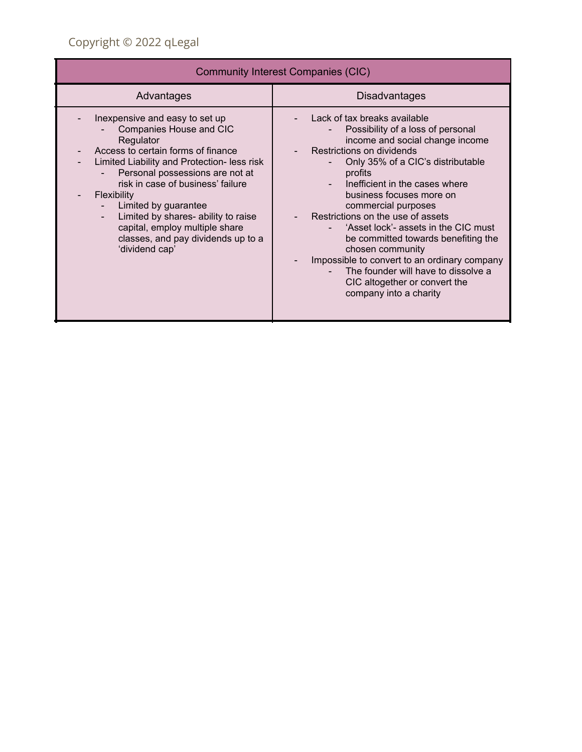| Community Interest Companies (CIC) | |
|---|---|
| **Advantages** | **Disadvantages** |
| - Inexpensive and easy to set up<br>&nbsp;&nbsp;&nbsp;&nbsp;- Companies House and CIC Regulator<br>- Access to certain forms of finance<br>- Limited Liability and Protection- less risk<br>&nbsp;&nbsp;&nbsp;&nbsp;- Personal possessions are not at risk in case of business' failure<br>- Flexibility<br>&nbsp;&nbsp;&nbsp;&nbsp;- Limited by guarantee<br>&nbsp;&nbsp;&nbsp;&nbsp;- Limited by shares- ability to raise capital, employ multiple share classes, and pay dividends up to a 'dividend cap' | - Lack of tax breaks available<br>&nbsp;&nbsp;&nbsp;&nbsp;- Possibility of a loss of personal income and social change income<br>- Restrictions on dividends<br>&nbsp;&nbsp;&nbsp;&nbsp;- Only 35% of a CIC's distributable profits<br>&nbsp;&nbsp;&nbsp;&nbsp;- Inefficient in the cases where business focuses more on commercial purposes<br>- Restrictions on the use of assets<br>&nbsp;&nbsp;&nbsp;&nbsp;- 'Asset lock'- assets in the CIC must be committed towards benefiting the chosen community<br>- Impossible to convert to an ordinary company<br>&nbsp;&nbsp;&nbsp;&nbsp;- The founder will have to dissolve a CIC altogether or convert the company into a charity |